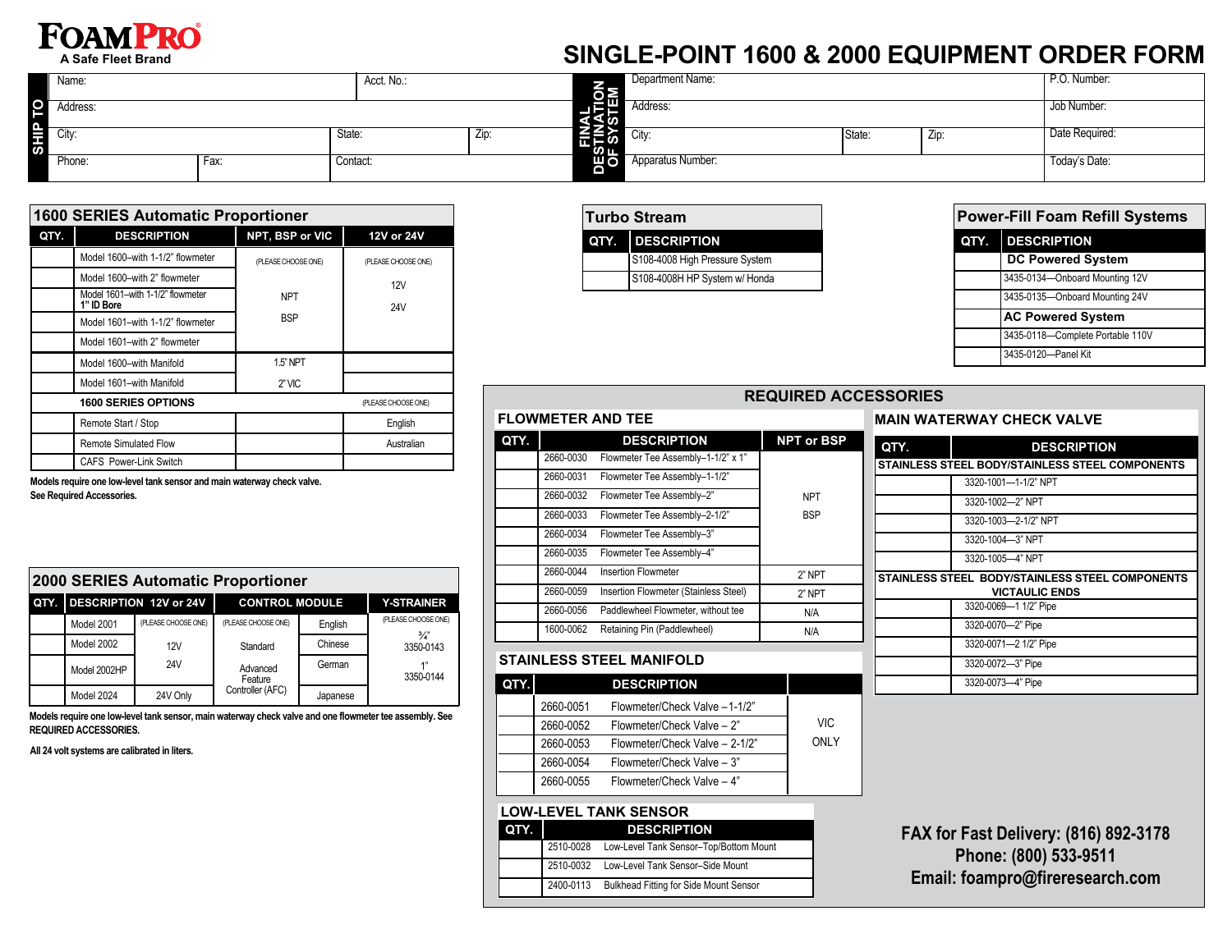**FOAMPRO**
A Safe Fleet Brand

# SINGLE-POINT 1600 & 2000 EQUIPMENT ORDER FORM

| SHIP TO | | | | | |
|---|---|---|---|---|---|
| Name: | | Acct. No.: | | | |
| Address: | | | | | |
| City: | | State: | | Zip: | |
| Phone: | Fax: | Contact: | | | |

| FINAL DESTINATION OF SYSTEM | | | |
|---|---|---|---|
| Department Name: | | | P.O. Number: |
| Address: | | | Job Number: |
| City: | State: | Zip: | Date Required: |
| Apparatus Number: | | | Today's Date: |

## 1600 SERIES Automatic Proportioner

| QTY. | DESCRIPTION | NPT, BSP or VIC | 12V or 24V |
|---|---|---|---|
| | Model 1600–with 1-1/2" flowmeter | (PLEASE CHOOSE ONE) | (PLEASE CHOOSE ONE) |
| | Model 1600–with 2" flowmeter | | 12V |
| | Model 1601–with 1-1/2" flowmeter **1" ID Bore** | NPT | 24V |
| | Model 1601–with 1-1/2" flowmeter | BSP | |
| | Model 1601–with 2" flowmeter | | |
| | Model 1600–with Manifold | 1.5" NPT | |
| | Model 1601–with Manifold | 2" VIC | |
| | **1600 SERIES OPTIONS** | | (PLEASE CHOOSE ONE) |
| | Remote Start / Stop | | English |
| | Remote Simulated Flow | | Australian |
| | CAFS Power-Link Switch | | |

**Models require one low-level tank sensor and main waterway check valve. See Required Accessories.**

## 2000 SERIES Automatic Proportioner

| QTY. | DESCRIPTION | 12V or 24V | CONTROL MODULE | | Y-STRAINER |
|---|---|---|---|---|---|
| | Model 2001 | (PLEASE CHOOSE ONE) | (PLEASE CHOOSE ONE) | English | (PLEASE CHOOSE ONE) |
| | Model 2002 | 12V | Standard | Chinese | ¾" 3350-0143 |
| | Model 2002HP | 24V | Advanced Feature Controller (AFC) | German | 1" 3350-0144 |
| | Model 2024 | 24V Only | | Japanese | |

**Models require one low-level tank sensor, main waterway check valve and one flowmeter tee assembly. See REQUIRED ACCESSORIES.**

**All 24 volt systems are calibrated in liters.**

## Turbo Stream

| QTY. | DESCRIPTION |
|---|---|
| | S108-4008 High Pressure System |
| | S108-4008H HP System w/ Honda |

## Power-Fill Foam Refill Systems

| QTY. | DESCRIPTION |
|---|---|
| | **DC Powered System** |
| | 3435-0134—Onboard Mounting 12V |
| | 3435-0135—Onboard Mounting 24V |
| | **AC Powered System** |
| | 3435-0118—Complete Portable 110V |
| | 3435-0120—Panel Kit |

## REQUIRED ACCESSORIES

### FLOWMETER AND TEE

| QTY. | DESCRIPTION | | NPT or BSP |
|---|---|---|---|
| | 2660-0030 | Flowmeter Tee Assembly–1-1/2" x 1" | |
| | 2660-0031 | Flowmeter Tee Assembly–1-1/2" | |
| | 2660-0032 | Flowmeter Tee Assembly–2" | NPT |
| | 2660-0033 | Flowmeter Tee Assembly–2-1/2" | BSP |
| | 2660-0034 | Flowmeter Tee Assembly–3" | |
| | 2660-0035 | Flowmeter Tee Assembly–4" | |
| | 2660-0044 | Insertion Flowmeter | 2" NPT |
| | 2660-0059 | Insertion Flowmeter (Stainless Steel) | 2" NPT |
| | 2660-0056 | Paddlewheel Flowmeter, without tee | N/A |
| | 1600-0062 | Retaining Pin (Paddlewheel) | N/A |

### STAINLESS STEEL MANIFOLD

| QTY. | DESCRIPTION | | |
|---|---|---|---|
| | 2660-0051 | Flowmeter/Check Valve –1-1/2" | |
| | 2660-0052 | Flowmeter/Check Valve – 2" | VIC ONLY |
| | 2660-0053 | Flowmeter/Check Valve – 2-1/2" | |
| | 2660-0054 | Flowmeter/Check Valve – 3" | |
| | 2660-0055 | Flowmeter/Check Valve – 4" | |

### LOW-LEVEL TANK SENSOR

| QTY. | DESCRIPTION | |
|---|---|---|
| | 2510-0028 | Low-Level Tank Sensor–Top/Bottom Mount |
| | 2510-0032 | Low-Level Tank Sensor–Side Mount |
| | 2400-0113 | Bulkhead Fitting for Side Mount Sensor |

### MAIN WATERWAY CHECK VALVE

| QTY. | DESCRIPTION |
|---|---|
| | **STAINLESS STEEL BODY/STAINLESS STEEL COMPONENTS** |
| | 3320-1001—1-1/2" NPT |
| | 3320-1002—2" NPT |
| | 3320-1003—2-1/2" NPT |
| | 3320-1004—3" NPT |
| | 3320-1005—4" NPT |
| | **STAINLESS STEEL BODY/STAINLESS STEEL COMPONENTS VICTAULIC ENDS** |
| | 3320-0069—1 1/2" Pipe |
| | 3320-0070—2" Pipe |
| | 3320-0071—2 1/2" Pipe |
| | 3320-0072—3" Pipe |
| | 3320-0073—4" Pipe |

**FAX for Fast Delivery: (816) 892-3178**
**Phone: (800) 533-9511**
**Email: foampro@fireresearch.com**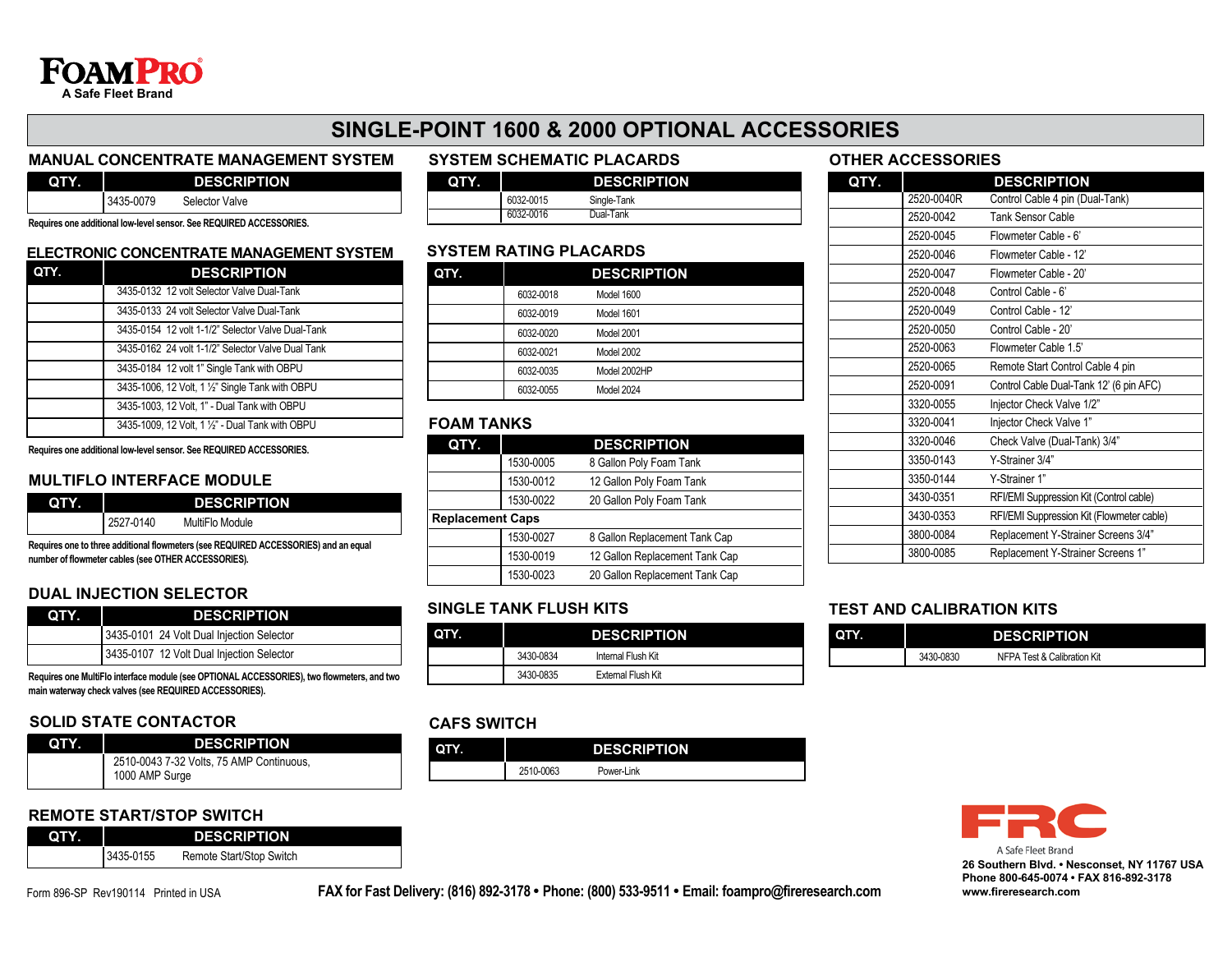**FOAMPRO**
A Safe Fleet Brand

# SINGLE-POINT 1600 & 2000 OPTIONAL ACCESSORIES

## MANUAL CONCENTRATE MANAGEMENT SYSTEM

| QTY. | DESCRIPTION |
|---|---|
| | 3435-0079 Selector Valve |

Requires one additional low-level sensor. See REQUIRED ACCESSORIES.

## ELECTRONIC CONCENTRATE MANAGEMENT SYSTEM

| QTY. | DESCRIPTION |
|---|---|
| | 3435-0132 12 volt Selector Valve Dual-Tank |
| | 3435-0133 24 volt Selector Valve Dual-Tank |
| | 3435-0154 12 volt 1-1/2" Selector Valve Dual-Tank |
| | 3435-0162 24 volt 1-1/2" Selector Valve Dual Tank |
| | 3435-0184 12 volt 1" Single Tank with OBPU |
| | 3435-1006, 12 Volt, 1 ½" Single Tank with OBPU |
| | 3435-1003, 12 Volt, 1" - Dual Tank with OBPU |
| | 3435-1009, 12 Volt, 1 ½" - Dual Tank with OBPU |

Requires one additional low-level sensor. See REQUIRED ACCESSORIES.

## MULTIFLO INTERFACE MODULE

| QTY. | DESCRIPTION |
|---|---|
| | 2527-0140 MultiFlo Module |

Requires one to three additional flowmeters (see REQUIRED ACCESSORIES) and an equal number of flowmeter cables (see OTHER ACCESSORIES).

## DUAL INJECTION SELECTOR

| QTY. | DESCRIPTION |
|---|---|
| | 3435-0101 24 Volt Dual Injection Selector |
| | 3435-0107 12 Volt Dual Injection Selector |

Requires one MultiFlo interface module (see OPTIONAL ACCESSORIES), two flowmeters, and two main waterway check valves (see REQUIRED ACCESSORIES).

## SOLID STATE CONTACTOR

| QTY. | DESCRIPTION |
|---|---|
| | 2510-0043 7-32 Volts, 75 AMP Continuous, 1000 AMP Surge |

## REMOTE START/STOP SWITCH

| QTY. | DESCRIPTION |
|---|---|
| | 3435-0155 Remote Start/Stop Switch |

## SYSTEM SCHEMATIC PLACARDS

| QTY. | DESCRIPTION |
|---|---|
| | 6032-0015 Single-Tank |
| | 6032-0016 Dual-Tank |

## SYSTEM RATING PLACARDS

| QTY. | DESCRIPTION |
|---|---|
| | 6032-0018 Model 1600 |
| | 6032-0019 Model 1601 |
| | 6032-0020 Model 2001 |
| | 6032-0021 Model 2002 |
| | 6032-0035 Model 2002HP |
| | 6032-0055 Model 2024 |

## FOAM TANKS

| QTY. | DESCRIPTION |
|---|---|
| | 1530-0005 8 Gallon Poly Foam Tank |
| | 1530-0012 12 Gallon Poly Foam Tank |
| | 1530-0022 20 Gallon Poly Foam Tank |
| **Replacement Caps** | |
| | 1530-0027 8 Gallon Replacement Tank Cap |
| | 1530-0019 12 Gallon Replacement Tank Cap |
| | 1530-0023 20 Gallon Replacement Tank Cap |

## SINGLE TANK FLUSH KITS

| QTY. | DESCRIPTION |
|---|---|
| | 3430-0834 Internal Flush Kit |
| | 3430-0835 External Flush Kit |

## CAFS SWITCH

| QTY. | DESCRIPTION |
|---|---|
| | 2510-0063 Power-Link |

## OTHER ACCESSORIES

| QTY. | DESCRIPTION |
|---|---|
| | 2520-0040R Control Cable 4 pin (Dual-Tank) |
| | 2520-0042 Tank Sensor Cable |
| | 2520-0045 Flowmeter Cable - 6' |
| | 2520-0046 Flowmeter Cable - 12' |
| | 2520-0047 Flowmeter Cable - 20' |
| | 2520-0048 Control Cable - 6' |
| | 2520-0049 Control Cable - 12' |
| | 2520-0050 Control Cable - 20' |
| | 2520-0063 Flowmeter Cable 1.5' |
| | 2520-0065 Remote Start Control Cable 4 pin |
| | 2520-0091 Control Cable Dual-Tank 12' (6 pin AFC) |
| | 3320-0055 Injector Check Valve 1/2" |
| | 3320-0041 Injector Check Valve 1" |
| | 3320-0046 Check Valve (Dual-Tank) 3/4" |
| | 3350-0143 Y-Strainer 3/4" |
| | 3350-0144 Y-Strainer 1" |
| | 3430-0351 RFI/EMI Suppression Kit (Control cable) |
| | 3430-0353 RFI/EMI Suppression Kit (Flowmeter cable) |
| | 3800-0084 Replacement Y-Strainer Screens 3/4" |
| | 3800-0085 Replacement Y-Strainer Screens 1" |

## TEST AND CALIBRATION KITS

| QTY. | DESCRIPTION |
|---|---|
| | 3430-0830 NFPA Test & Calibration Kit |

**FRC**
A Safe Fleet Brand
**26 Southern Blvd. • Nesconset, NY 11767 USA**
**Phone 800-645-0074 • FAX 816-892-3178**
**www.fireresearch.com**

Form 896-SP Rev190114 Printed in USA

**FAX for Fast Delivery: (816) 892-3178 • Phone: (800) 533-9511 • Email: foampro@fireresearch.com**